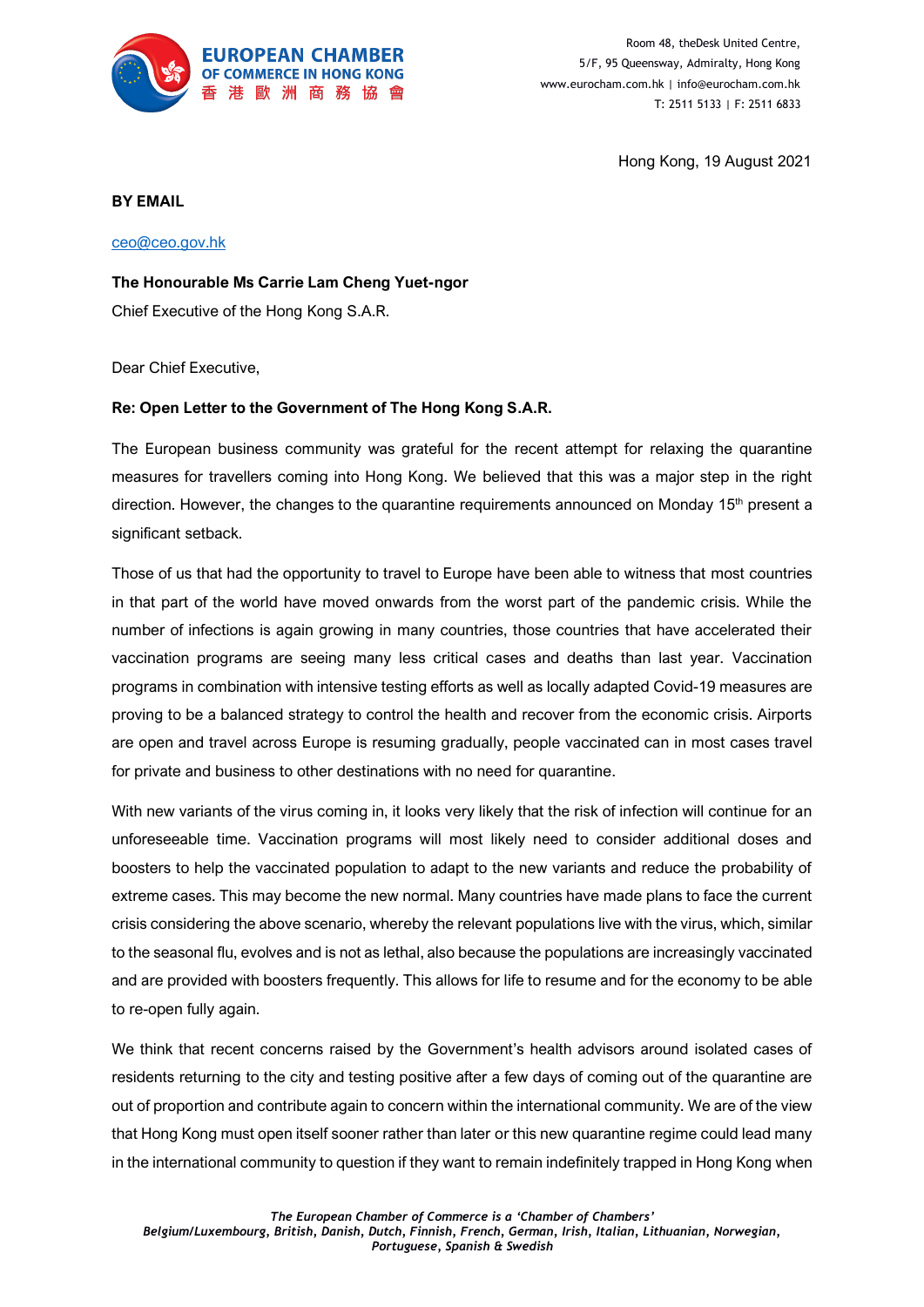**EUROPEAN CHAMBER OF COMMERCE IN HONG KONG**
**香港歐洲商務協會**

Room 48, theDesk United Centre,
5/F, 95 Queensway, Admiralty, Hong Kong
www.eurocham.com.hk | info@eurocham.com.hk
T: 2511 5133 | F: 2511 6833

Hong Kong, 19 August 2021

**BY EMAIL**

ceo@ceo.gov.hk

**The Honourable Ms Carrie Lam Cheng Yuet-ngor**
Chief Executive of the Hong Kong S.A.R.

Dear Chief Executive,

**Re: Open Letter to the Government of The Hong Kong S.A.R.**

The European business community was grateful for the recent attempt for relaxing the quarantine measures for travellers coming into Hong Kong. We believed that this was a major step in the right direction. However, the changes to the quarantine requirements announced on Monday 15th present a significant setback.

Those of us that had the opportunity to travel to Europe have been able to witness that most countries in that part of the world have moved onwards from the worst part of the pandemic crisis. While the number of infections is again growing in many countries, those countries that have accelerated their vaccination programs are seeing many less critical cases and deaths than last year. Vaccination programs in combination with intensive testing efforts as well as locally adapted Covid-19 measures are proving to be a balanced strategy to control the health and recover from the economic crisis. Airports are open and travel across Europe is resuming gradually, people vaccinated can in most cases travel for private and business to other destinations with no need for quarantine.

With new variants of the virus coming in, it looks very likely that the risk of infection will continue for an unforeseeable time. Vaccination programs will most likely need to consider additional doses and boosters to help the vaccinated population to adapt to the new variants and reduce the probability of extreme cases. This may become the new normal. Many countries have made plans to face the current crisis considering the above scenario, whereby the relevant populations live with the virus, which, similar to the seasonal flu, evolves and is not as lethal, also because the populations are increasingly vaccinated and are provided with boosters frequently. This allows for life to resume and for the economy to be able to re-open fully again.

We think that recent concerns raised by the Government's health advisors around isolated cases of residents returning to the city and testing positive after a few days of coming out of the quarantine are out of proportion and contribute again to concern within the international community. We are of the view that Hong Kong must open itself sooner rather than later or this new quarantine regime could lead many in the international community to question if they want to remain indefinitely trapped in Hong Kong when

*The European Chamber of Commerce is a 'Chamber of Chambers'*
*Belgium/Luxembourg, British, Danish, Dutch, Finnish, French, German, Irish, Italian, Lithuanian, Norwegian, Portuguese, Spanish & Swedish*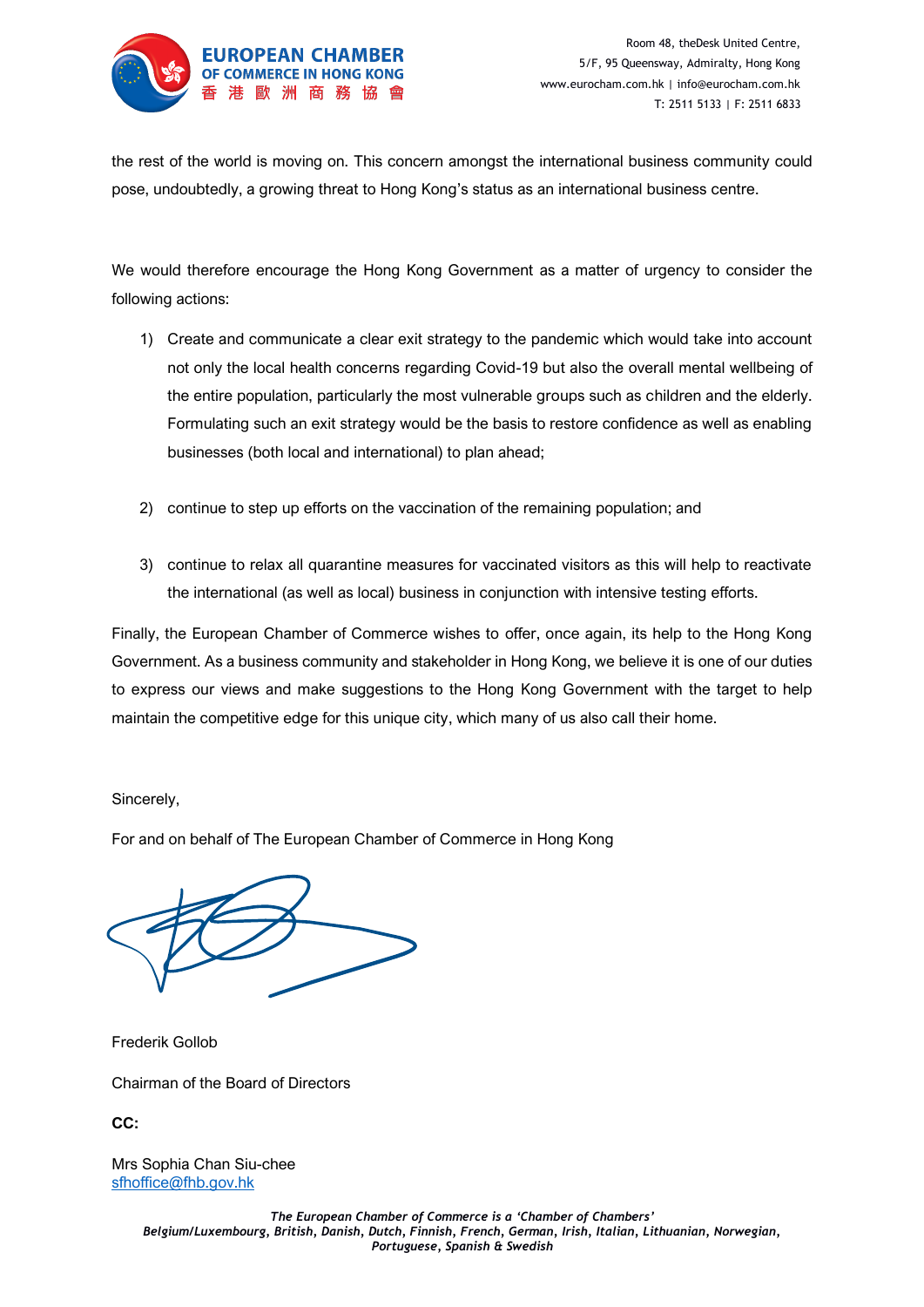the rest of the world is moving on. This concern amongst the international business community could pose, undoubtedly, a growing threat to Hong Kong's status as an international business centre.

We would therefore encourage the Hong Kong Government as a matter of urgency to consider the following actions:

1) Create and communicate a clear exit strategy to the pandemic which would take into account not only the local health concerns regarding Covid-19 but also the overall mental wellbeing of the entire population, particularly the most vulnerable groups such as children and the elderly. Formulating such an exit strategy would be the basis to restore confidence as well as enabling businesses (both local and international) to plan ahead;

2) continue to step up efforts on the vaccination of the remaining population; and

3) continue to relax all quarantine measures for vaccinated visitors as this will help to reactivate the international (as well as local) business in conjunction with intensive testing efforts.

Finally, the European Chamber of Commerce wishes to offer, once again, its help to the Hong Kong Government. As a business community and stakeholder in Hong Kong, we believe it is one of our duties to express our views and make suggestions to the Hong Kong Government with the target to help maintain the competitive edge for this unique city, which many of us also call their home.

Sincerely,

For and on behalf of The European Chamber of Commerce in Hong Kong

Frederik Gollob

Chairman of the Board of Directors

**CC:**

Mrs Sophia Chan Siu-chee
sfhoffice@fhb.gov.hk

*The European Chamber of Commerce is a 'Chamber of Chambers'*
***Belgium/Luxembourg, British, Danish, Dutch, Finnish, French, German, Irish, Italian, Lithuanian, Norwegian, Portuguese, Spanish & Swedish***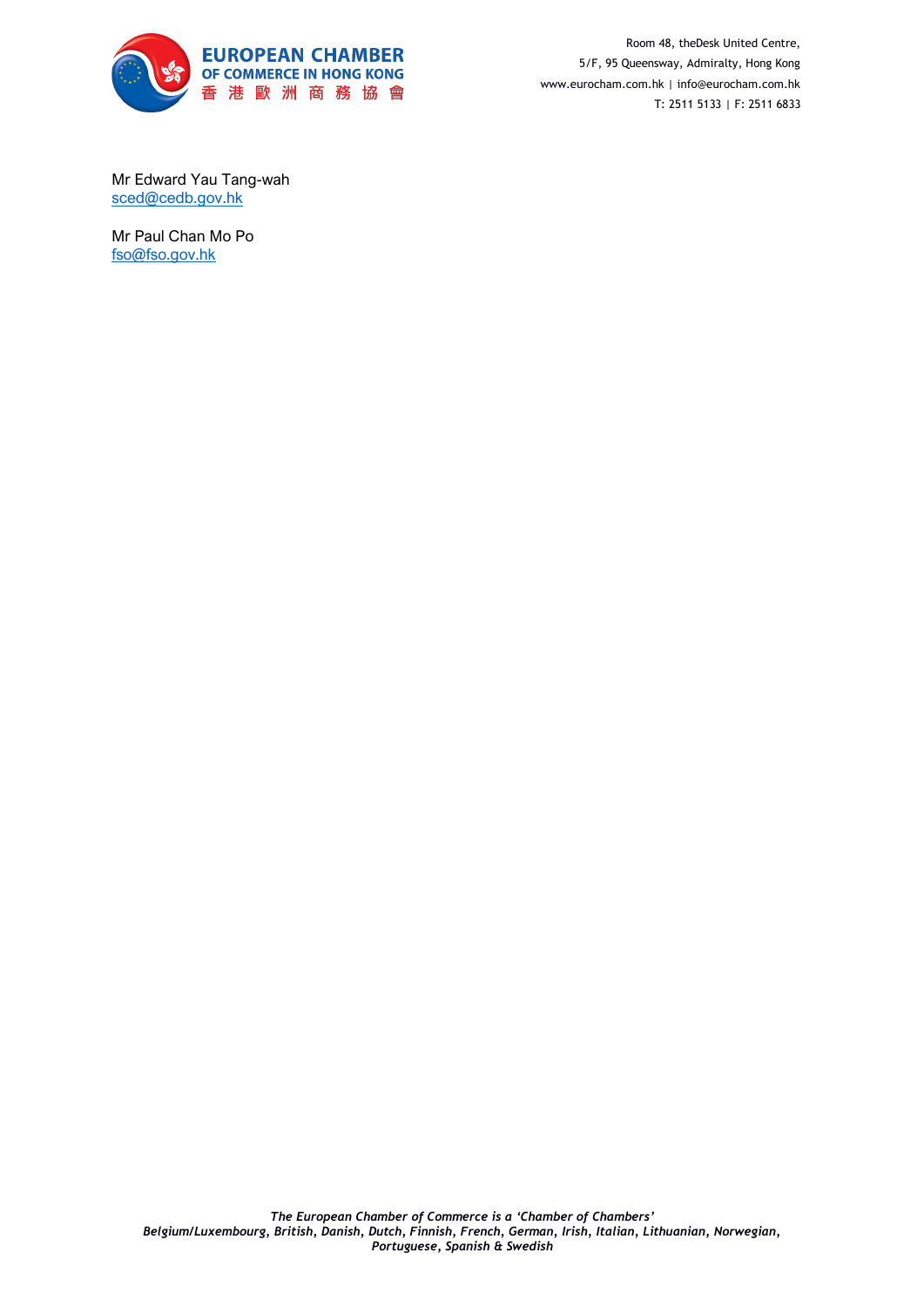Mr Edward Yau Tang-wah
sced@cedb.gov.hk

Mr Paul Chan Mo Po
fso@fso.gov.hk